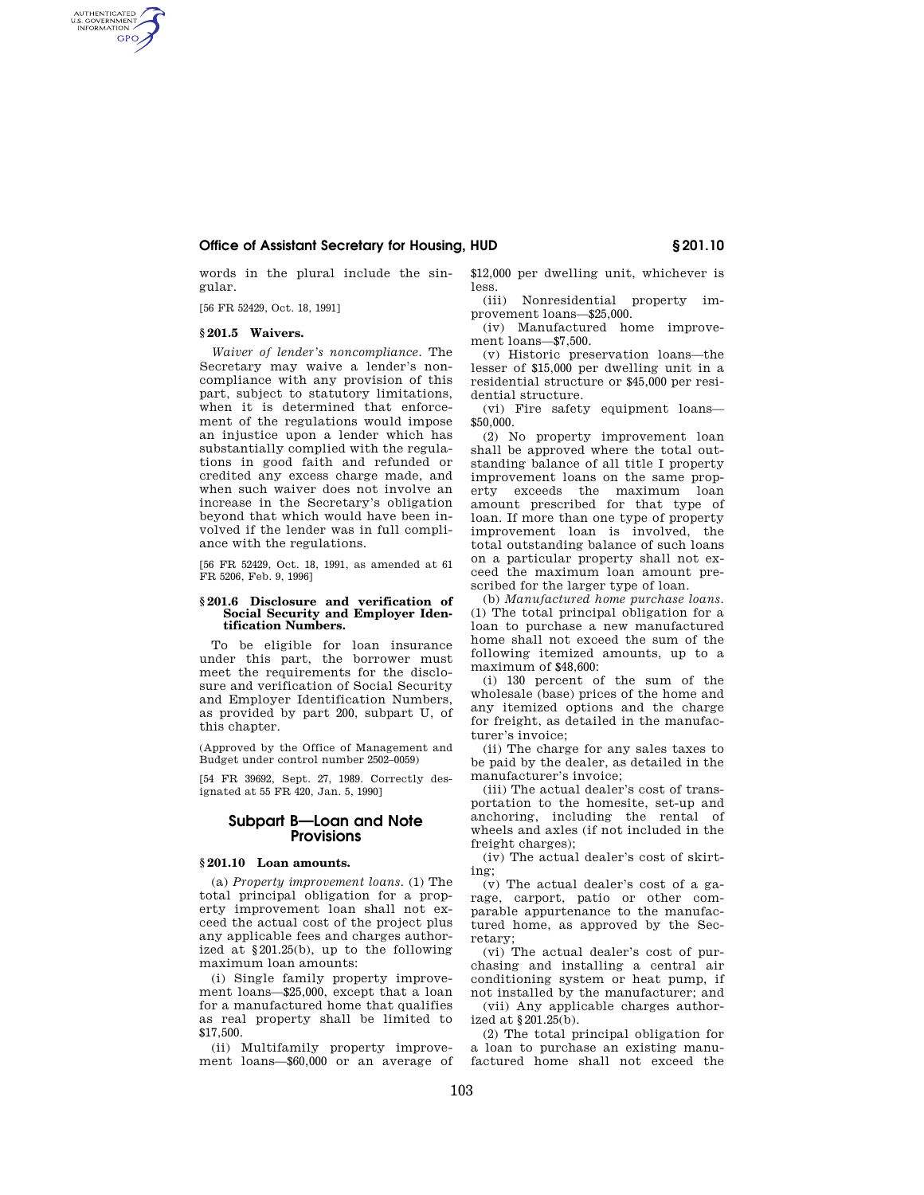words in the plural include the singular.

[56 FR 52429, Oct. 18, 1991]

### § 201.5 Waivers.

*Waiver of lender's noncompliance.* The Secretary may waive a lender's noncompliance with any provision of this part, subject to statutory limitations, when it is determined that enforcement of the regulations would impose an injustice upon a lender which has substantially complied with the regulations in good faith and refunded or credited any excess charge made, and when such waiver does not involve an increase in the Secretary's obligation beyond that which would have been involved if the lender was in full compliance with the regulations.

[56 FR 52429, Oct. 18, 1991, as amended at 61 FR 5206, Feb. 9, 1996]

### § 201.6 Disclosure and verification of Social Security and Employer Identification Numbers.

To be eligible for loan insurance under this part, the borrower must meet the requirements for the disclosure and verification of Social Security and Employer Identification Numbers, as provided by part 200, subpart U, of this chapter.

(Approved by the Office of Management and Budget under control number 2502–0059)

[54 FR 39692, Sept. 27, 1989. Correctly designated at 55 FR 420, Jan. 5, 1990]

## Subpart B—Loan and Note Provisions

### § 201.10 Loan amounts.

(a) *Property improvement loans.* (1) The total principal obligation for a property improvement loan shall not exceed the actual cost of the project plus any applicable fees and charges authorized at § 201.25(b), up to the following maximum loan amounts:

(i) Single family property improvement loans—$25,000, except that a loan for a manufactured home that qualifies as real property shall be limited to $17,500.

(ii) Multifamily property improvement loans—$60,000 or an average of $12,000 per dwelling unit, whichever is less.

(iii) Nonresidential property improvement loans—$25,000.

(iv) Manufactured home improvement loans—$7,500.

(v) Historic preservation loans—the lesser of $15,000 per dwelling unit in a residential structure or $45,000 per residential structure.

(vi) Fire safety equipment loans—$50,000.

(2) No property improvement loan shall be approved where the total outstanding balance of all title I property improvement loans on the same property exceeds the maximum loan amount prescribed for that type of loan. If more than one type of property improvement loan is involved, the total outstanding balance of such loans on a particular property shall not exceed the maximum loan amount prescribed for the larger type of loan.

(b) *Manufactured home purchase loans.* (1) The total principal obligation for a loan to purchase a new manufactured home shall not exceed the sum of the following itemized amounts, up to a maximum of $48,600:

(i) 130 percent of the sum of the wholesale (base) prices of the home and any itemized options and the charge for freight, as detailed in the manufacturer's invoice;

(ii) The charge for any sales taxes to be paid by the dealer, as detailed in the manufacturer's invoice;

(iii) The actual dealer's cost of transportation to the homesite, set-up and anchoring, including the rental of wheels and axles (if not included in the freight charges);

(iv) The actual dealer's cost of skirting;

(v) The actual dealer's cost of a garage, carport, patio or other comparable appurtenance to the manufactured home, as approved by the Secretary;

(vi) The actual dealer's cost of purchasing and installing a central air conditioning system or heat pump, if not installed by the manufacturer; and

(vii) Any applicable charges authorized at § 201.25(b).

(2) The total principal obligation for a loan to purchase an existing manufactured home shall not exceed the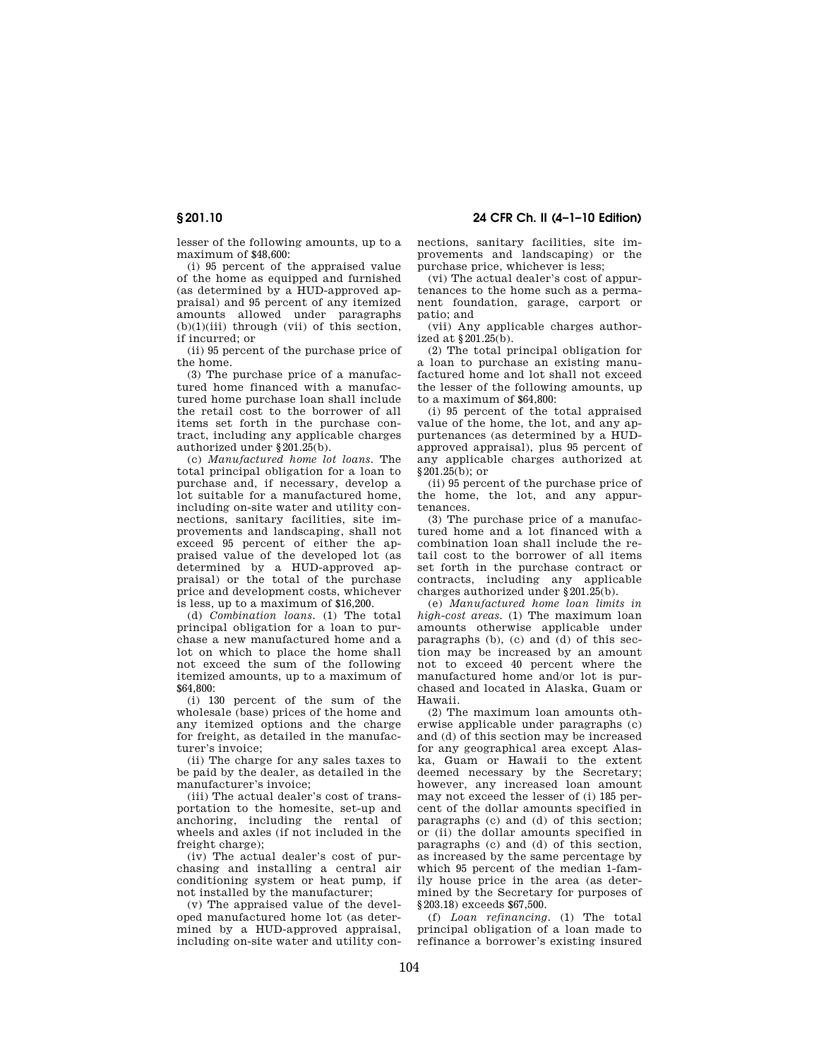lesser of the following amounts, up to a maximum of $48,600:

(i) 95 percent of the appraised value of the home as equipped and furnished (as determined by a HUD-approved appraisal) and 95 percent of any itemized amounts allowed under paragraphs (b)(1)(iii) through (vii) of this section, if incurred; or

(ii) 95 percent of the purchase price of the home.

(3) The purchase price of a manufactured home financed with a manufactured home purchase loan shall include the retail cost to the borrower of all items set forth in the purchase contract, including any applicable charges authorized under §201.25(b).

(c) *Manufactured home lot loans.* The total principal obligation for a loan to purchase and, if necessary, develop a lot suitable for a manufactured home, including on-site water and utility connections, sanitary facilities, site improvements and landscaping, shall not exceed 95 percent of either the appraised value of the developed lot (as determined by a HUD-approved appraisal) or the total of the purchase price and development costs, whichever is less, up to a maximum of $16,200.

(d) *Combination loans.* (1) The total principal obligation for a loan to purchase a new manufactured home and a lot on which to place the home shall not exceed the sum of the following itemized amounts, up to a maximum of $64,800:

(i) 130 percent of the sum of the wholesale (base) prices of the home and any itemized options and the charge for freight, as detailed in the manufacturer's invoice;

(ii) The charge for any sales taxes to be paid by the dealer, as detailed in the manufacturer's invoice;

(iii) The actual dealer's cost of transportation to the homesite, set-up and anchoring, including the rental of wheels and axles (if not included in the freight charge);

(iv) The actual dealer's cost of purchasing and installing a central air conditioning system or heat pump, if not installed by the manufacturer;

(v) The appraised value of the developed manufactured home lot (as determined by a HUD-approved appraisal, including on-site water and utility connections, sanitary facilities, site improvements and landscaping) or the purchase price, whichever is less;

(vi) The actual dealer's cost of appurtenances to the home such as a permanent foundation, garage, carport or patio; and

(vii) Any applicable charges authorized at §201.25(b).

(2) The total principal obligation for a loan to purchase an existing manufactured home and lot shall not exceed the lesser of the following amounts, up to a maximum of $64,800:

(i) 95 percent of the total appraised value of the home, the lot, and any appurtenances (as determined by a HUD-approved appraisal), plus 95 percent of any applicable charges authorized at §201.25(b); or

(ii) 95 percent of the purchase price of the home, the lot, and any appurtenances.

(3) The purchase price of a manufactured home and a lot financed with a combination loan shall include the retail cost to the borrower of all items set forth in the purchase contract or contracts, including any applicable charges authorized under §201.25(b).

(e) *Manufactured home loan limits in high-cost areas.* (1) The maximum loan amounts otherwise applicable under paragraphs (b), (c) and (d) of this section may be increased by an amount not to exceed 40 percent where the manufactured home and/or lot is purchased and located in Alaska, Guam or Hawaii.

(2) The maximum loan amounts otherwise applicable under paragraphs (c) and (d) of this section may be increased for any geographical area except Alaska, Guam or Hawaii to the extent deemed necessary by the Secretary; however, any increased loan amount may not exceed the lesser of (i) 185 percent of the dollar amounts specified in paragraphs (c) and (d) of this section; or (ii) the dollar amounts specified in paragraphs (c) and (d) of this section, as increased by the same percentage by which 95 percent of the median 1-family house price in the area (as determined by the Secretary for purposes of §203.18) exceeds $67,500.

(f) *Loan refinancing.* (1) The total principal obligation of a loan made to refinance a borrower's existing insured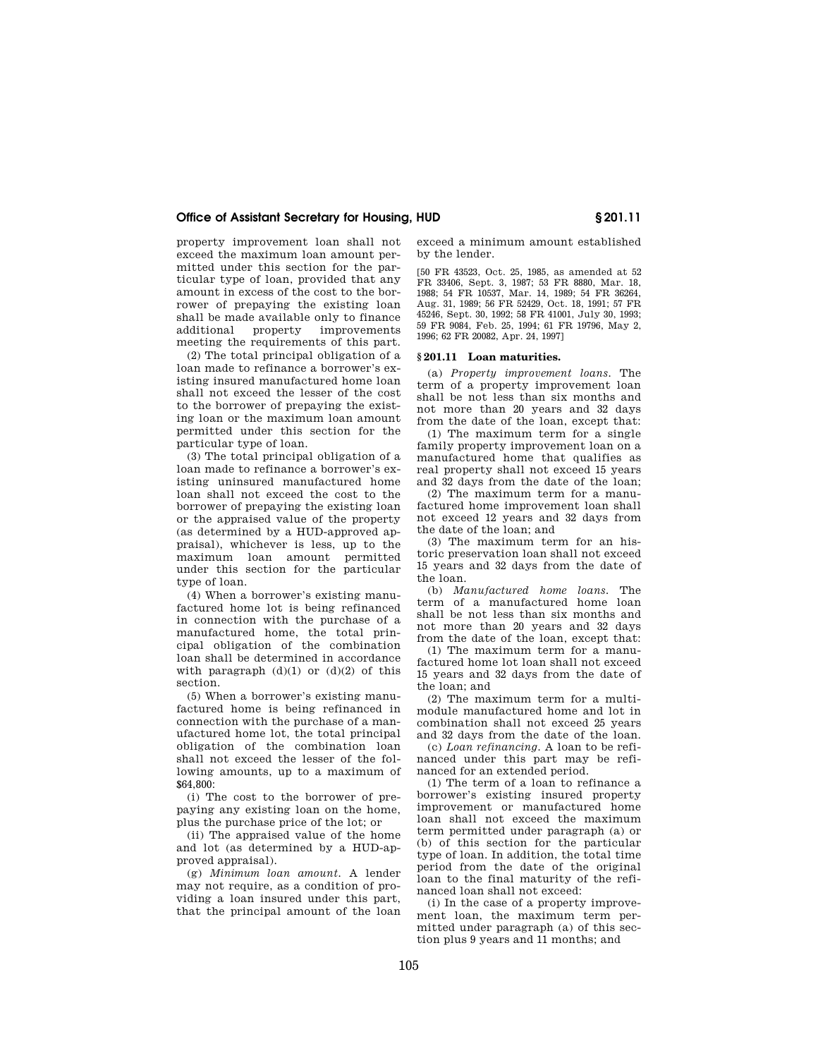property improvement loan shall not exceed the maximum loan amount permitted under this section for the particular type of loan, provided that any amount in excess of the cost to the borrower of prepaying the existing loan shall be made available only to finance additional property improvements meeting the requirements of this part.

(2) The total principal obligation of a loan made to refinance a borrower's existing insured manufactured home loan shall not exceed the lesser of the cost to the borrower of prepaying the existing loan or the maximum loan amount permitted under this section for the particular type of loan.

(3) The total principal obligation of a loan made to refinance a borrower's existing uninsured manufactured home loan shall not exceed the cost to the borrower of prepaying the existing loan or the appraised value of the property (as determined by a HUD-approved appraisal), whichever is less, up to the maximum loan amount permitted under this section for the particular type of loan.

(4) When a borrower's existing manufactured home lot is being refinanced in connection with the purchase of a manufactured home, the total principal obligation of the combination loan shall be determined in accordance with paragraph (d)(1) or (d)(2) of this section.

(5) When a borrower's existing manufactured home is being refinanced in connection with the purchase of a manufactured home lot, the total principal obligation of the combination loan shall not exceed the lesser of the following amounts, up to a maximum of $64,800:

(i) The cost to the borrower of prepaying any existing loan on the home, plus the purchase price of the lot; or

(ii) The appraised value of the home and lot (as determined by a HUD-approved appraisal).

(g) *Minimum loan amount.* A lender may not require, as a condition of providing a loan insured under this part, that the principal amount of the loan exceed a minimum amount established by the lender.

[50 FR 43523, Oct. 25, 1985, as amended at 52 FR 33406, Sept. 3, 1987; 53 FR 8880, Mar. 18, 1988; 54 FR 10537, Mar. 14, 1989; 54 FR 36264, Aug. 31, 1989; 56 FR 52429, Oct. 18, 1991; 57 FR 45246, Sept. 30, 1992; 58 FR 41001, July 30, 1993; 59 FR 9084, Feb. 25, 1994; 61 FR 19796, May 2, 1996; 62 FR 20082, Apr. 24, 1997]

### § 201.11 Loan maturities.

(a) *Property improvement loans.* The term of a property improvement loan shall be not less than six months and not more than 20 years and 32 days from the date of the loan, except that:

(1) The maximum term for a single family property improvement loan on a manufactured home that qualifies as real property shall not exceed 15 years and 32 days from the date of the loan;

(2) The maximum term for a manufactured home improvement loan shall not exceed 12 years and 32 days from the date of the loan; and

(3) The maximum term for an historic preservation loan shall not exceed 15 years and 32 days from the date of the loan.

(b) *Manufactured home loans.* The term of a manufactured home loan shall be not less than six months and not more than 20 years and 32 days from the date of the loan, except that:

(1) The maximum term for a manufactured home lot loan shall not exceed 15 years and 32 days from the date of the loan; and

(2) The maximum term for a multimodule manufactured home and lot in combination shall not exceed 25 years and 32 days from the date of the loan.

(c) *Loan refinancing.* A loan to be refinanced under this part may be refinanced for an extended period.

(1) The term of a loan to refinance a borrower's existing insured property improvement or manufactured home loan shall not exceed the maximum term permitted under paragraph (a) or (b) of this section for the particular type of loan. In addition, the total time period from the date of the original loan to the final maturity of the refinanced loan shall not exceed:

(i) In the case of a property improvement loan, the maximum term permitted under paragraph (a) of this section plus 9 years and 11 months; and